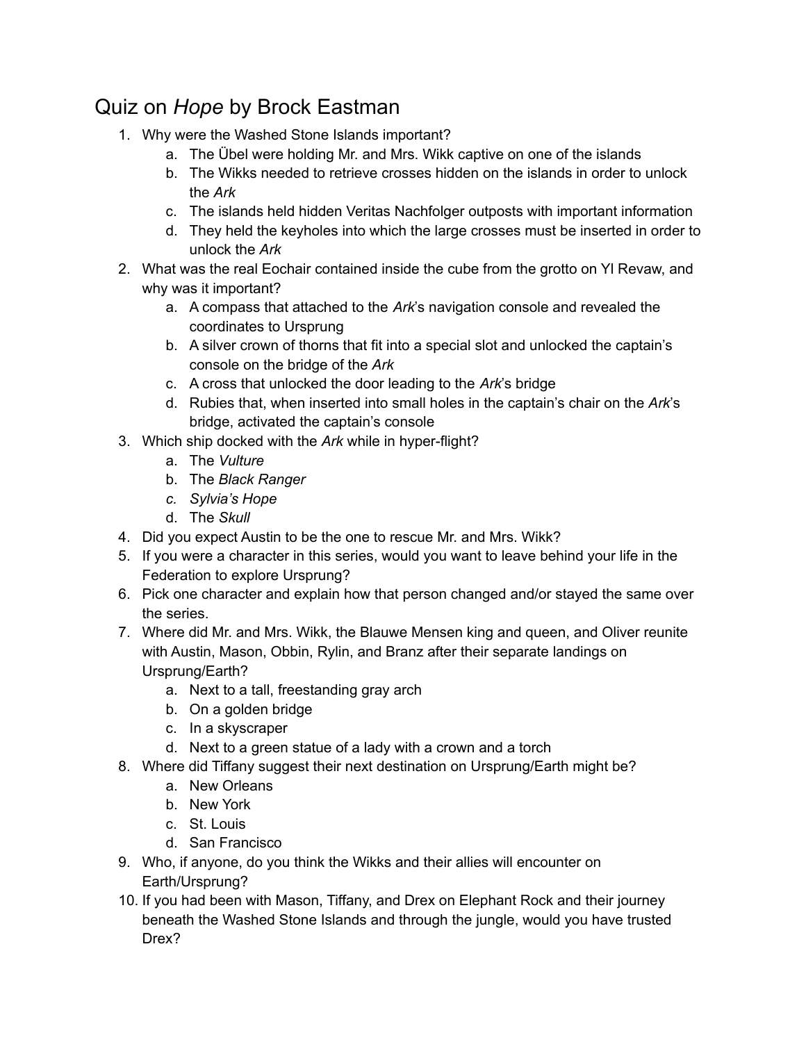# Quiz on *Hope* by Brock Eastman

1. Why were the Washed Stone Islands important?
   a. The Übel were holding Mr. and Mrs. Wikk captive on one of the islands
   b. The Wikks needed to retrieve crosses hidden on the islands in order to unlock the *Ark*
   c. The islands held hidden Veritas Nachfolger outposts with important information
   d. They held the keyholes into which the large crosses must be inserted in order to unlock the *Ark*
2. What was the real Eochair contained inside the cube from the grotto on Yl Revaw, and why was it important?
   a. A compass that attached to the *Ark*'s navigation console and revealed the coordinates to Ursprung
   b. A silver crown of thorns that fit into a special slot and unlocked the captain's console on the bridge of the *Ark*
   c. A cross that unlocked the door leading to the *Ark*'s bridge
   d. Rubies that, when inserted into small holes in the captain's chair on the *Ark*'s bridge, activated the captain's console
3. Which ship docked with the *Ark* while in hyper-flight?
   a. The *Vulture*
   b. The *Black Ranger*
   c. *Sylvia's Hope*
   d. The *Skull*
4. Did you expect Austin to be the one to rescue Mr. and Mrs. Wikk?
5. If you were a character in this series, would you want to leave behind your life in the Federation to explore Ursprung?
6. Pick one character and explain how that person changed and/or stayed the same over the series.
7. Where did Mr. and Mrs. Wikk, the Blauwe Mensen king and queen, and Oliver reunite with Austin, Mason, Obbin, Rylin, and Branz after their separate landings on Ursprung/Earth?
   a. Next to a tall, freestanding gray arch
   b. On a golden bridge
   c. In a skyscraper
   d. Next to a green statue of a lady with a crown and a torch
8. Where did Tiffany suggest their next destination on Ursprung/Earth might be?
   a. New Orleans
   b. New York
   c. St. Louis
   d. San Francisco
9. Who, if anyone, do you think the Wikks and their allies will encounter on Earth/Ursprung?
10. If you had been with Mason, Tiffany, and Drex on Elephant Rock and their journey beneath the Washed Stone Islands and through the jungle, would you have trusted Drex?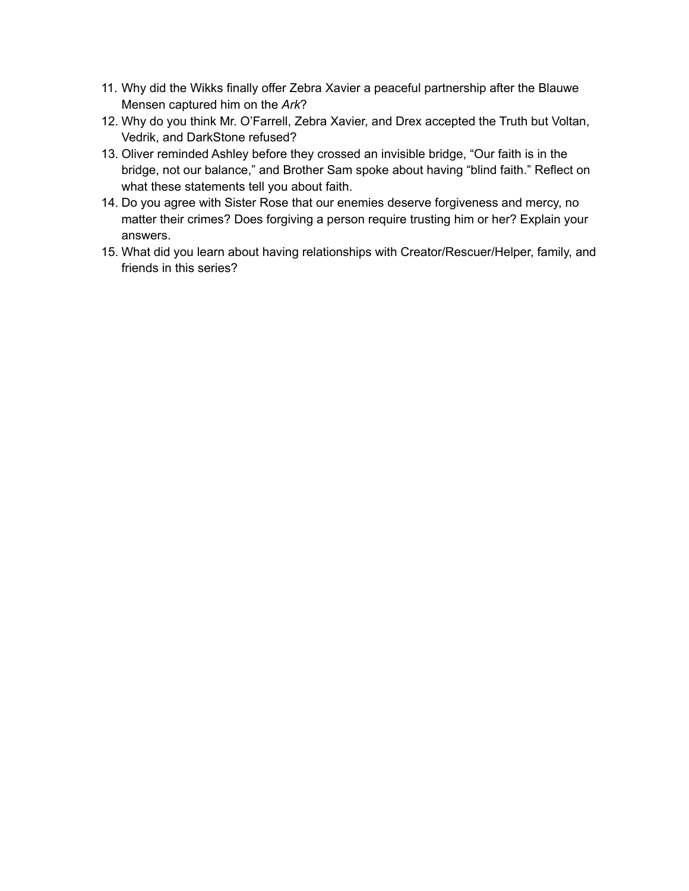11. Why did the Wikks finally offer Zebra Xavier a peaceful partnership after the Blauwe Mensen captured him on the *Ark*?
12. Why do you think Mr. O'Farrell, Zebra Xavier, and Drex accepted the Truth but Voltan, Vedrik, and DarkStone refused?
13. Oliver reminded Ashley before they crossed an invisible bridge, "Our faith is in the bridge, not our balance," and Brother Sam spoke about having "blind faith." Reflect on what these statements tell you about faith.
14. Do you agree with Sister Rose that our enemies deserve forgiveness and mercy, no matter their crimes? Does forgiving a person require trusting him or her? Explain your answers.
15. What did you learn about having relationships with Creator/Rescuer/Helper, family, and friends in this series?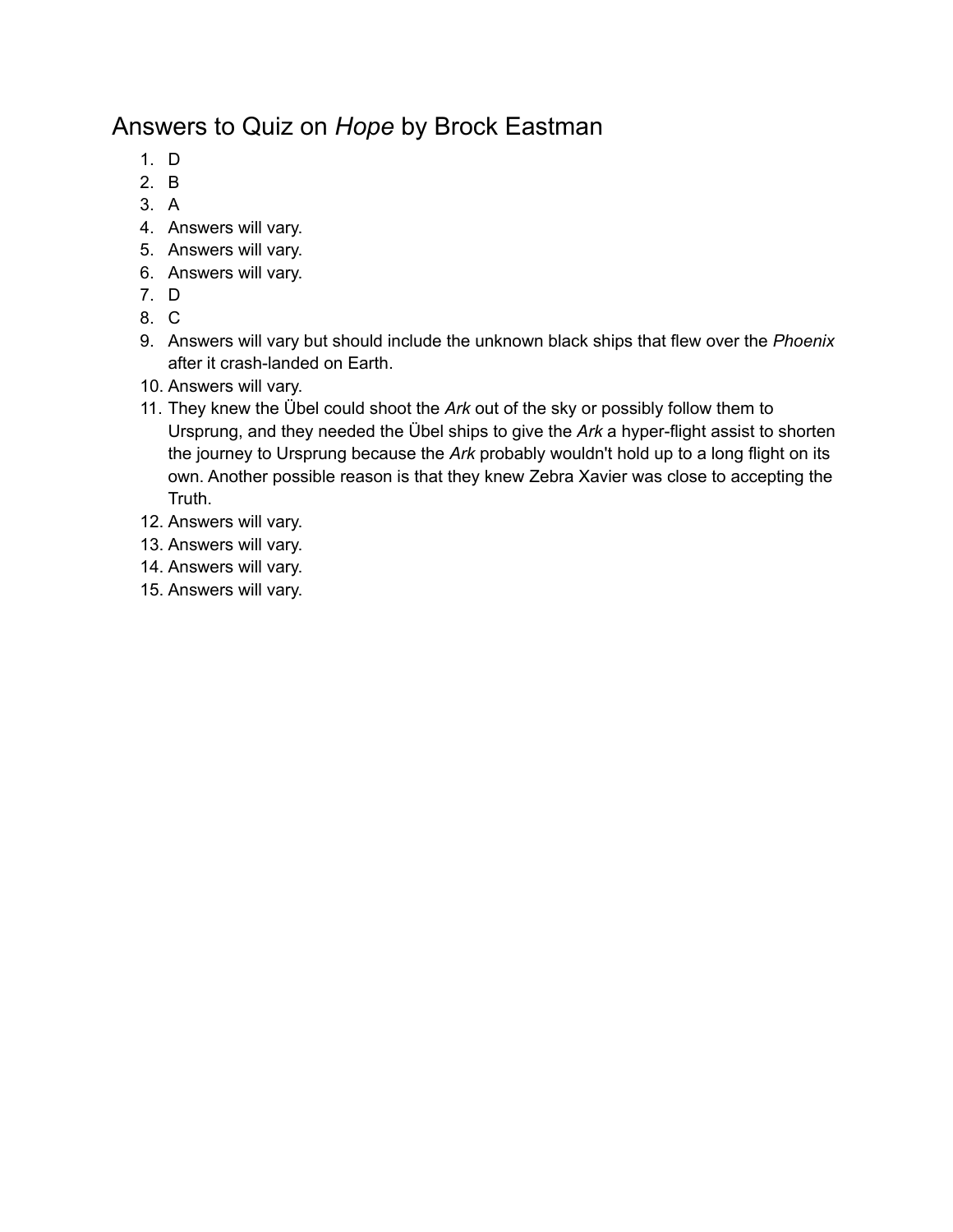# Answers to Quiz on *Hope* by Brock Eastman

1. D
2. B
3. A
4. Answers will vary.
5. Answers will vary.
6. Answers will vary.
7. D
8. C
9. Answers will vary but should include the unknown black ships that flew over the *Phoenix* after it crash-landed on Earth.
10. Answers will vary.
11. They knew the Übel could shoot the *Ark* out of the sky or possibly follow them to Ursprung, and they needed the Übel ships to give the *Ark* a hyper-flight assist to shorten the journey to Ursprung because the *Ark* probably wouldn't hold up to a long flight on its own. Another possible reason is that they knew Zebra Xavier was close to accepting the Truth.
12. Answers will vary.
13. Answers will vary.
14. Answers will vary.
15. Answers will vary.